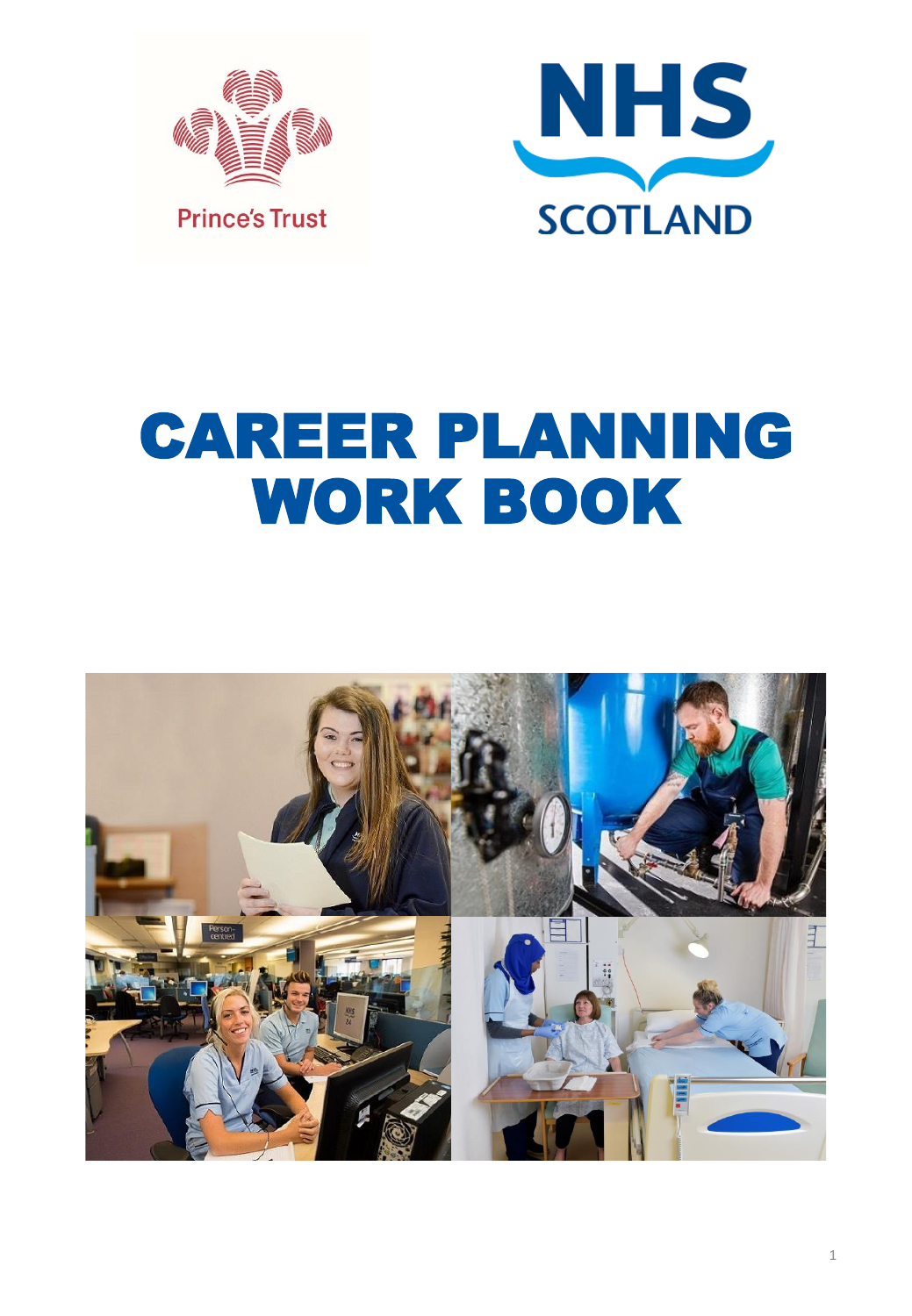Prince's Trust

NHS SCOTLAND

# CAREER PLANNING WORK BOOK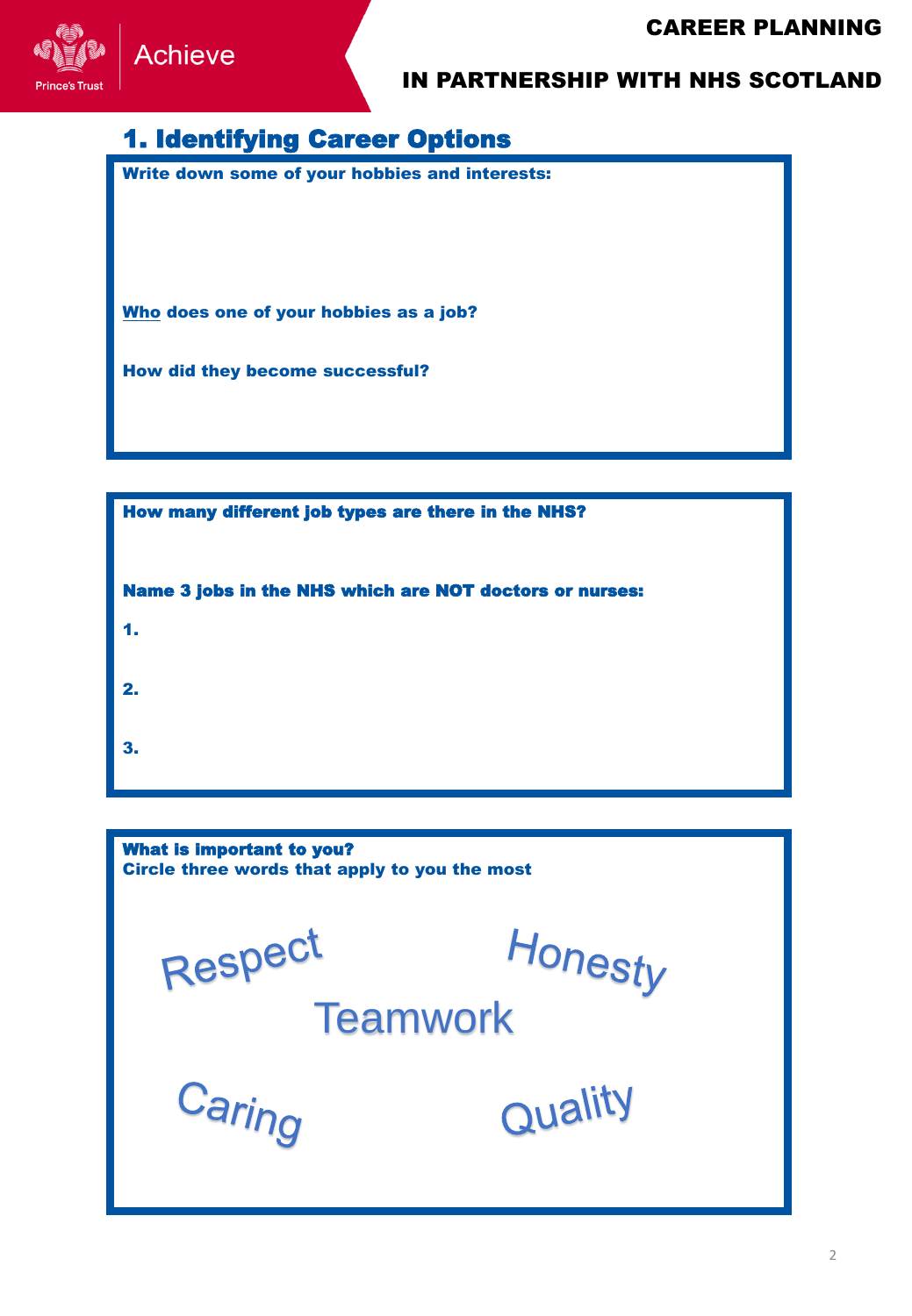# 1. Identifying Career Options

**Write down some of your hobbies and interests:**

**Who does one of your hobbies as a job?**

**How did they become successful?**

**How many different job types are there in the NHS?**

**Name 3 jobs in the NHS which are NOT doctors or nurses:**

**1.**

**2.**

**3.**

**What is important to you?**
**Circle three words that apply to you the most**

Respect

Honesty

Teamwork

Caring

Quality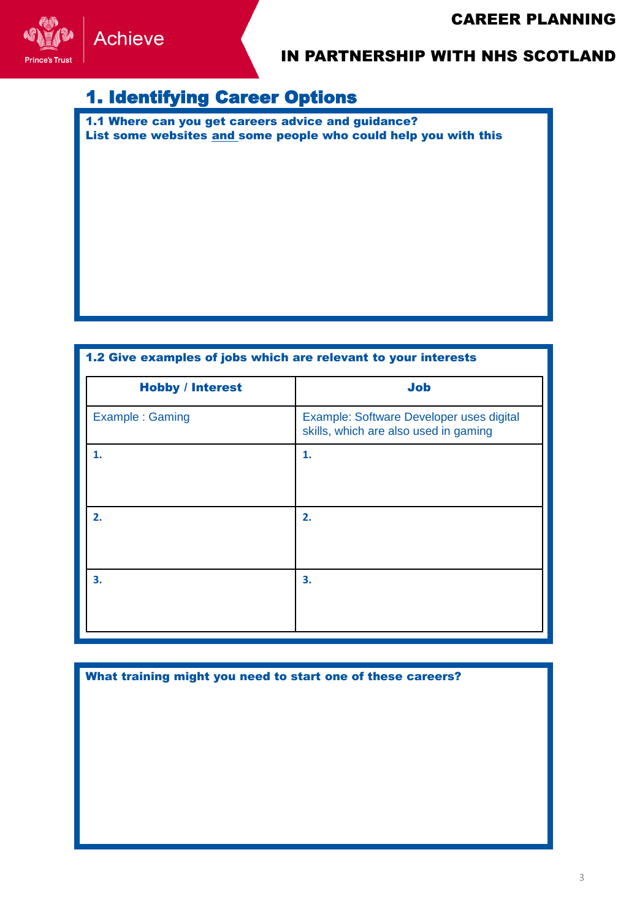# 1. Identifying Career Options

**1.1 Where can you get careers advice and guidance?**
**List some websites and some people who could help you with this**

**1.2 Give examples of jobs which are relevant to your interests**

| Hobby / Interest | Job |
|---|---|
| Example : Gaming | Example: Software Developer uses digital skills, which are also used in gaming |
| **1.** | **1.** |
| **2.** | **2.** |
| **3.** | **3.** |

**What training might you need to start one of these careers?**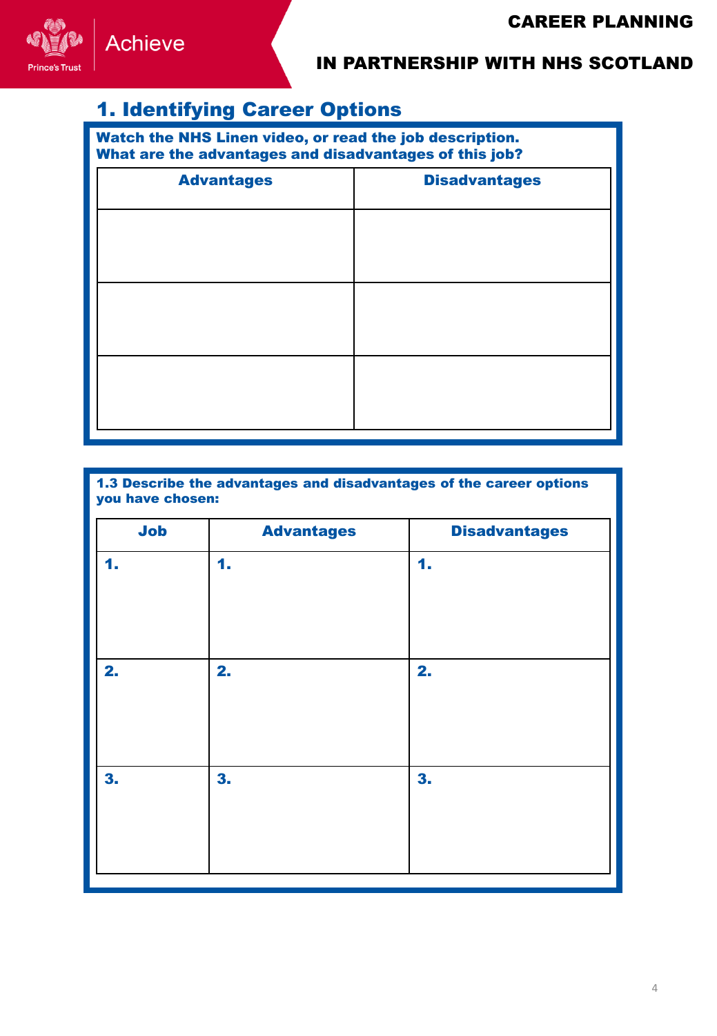## 1. Identifying Career Options

**Watch the NHS Linen video, or read the job description.**
**What are the advantages and disadvantages of this job?**

| Advantages | Disadvantages |
|---|---|
| | |
| | |
| | |

**1.3 Describe the advantages and disadvantages of the career options you have chosen:**

| Job | Advantages | Disadvantages |
|---|---|---|
| **1.** | **1.** | **1.** |
| **2.** | **2.** | **2.** |
| **3.** | **3.** | **3.** |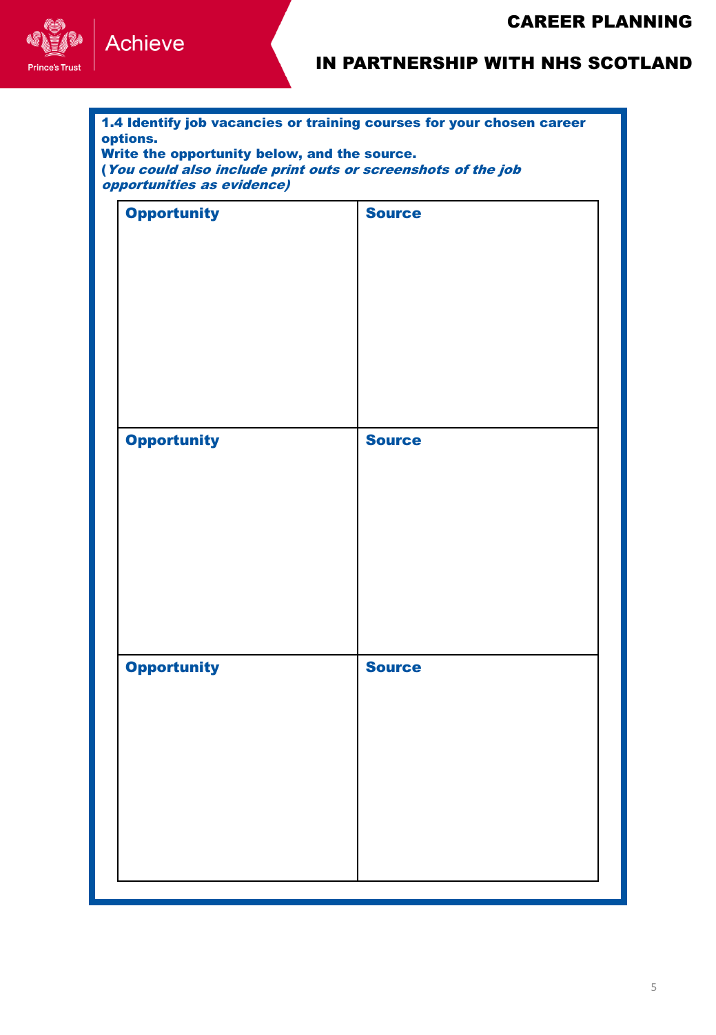**1.4 Identify job vacancies or training courses for your chosen career options.**
**Write the opportunity below, and the source.**
**(*You could also include print outs or screenshots of the job opportunities as evidence)***

| Opportunity | Source |
| --- | --- |
| | |
| **Opportunity** | **Source** |
| | |
| **Opportunity** | **Source** |
| | |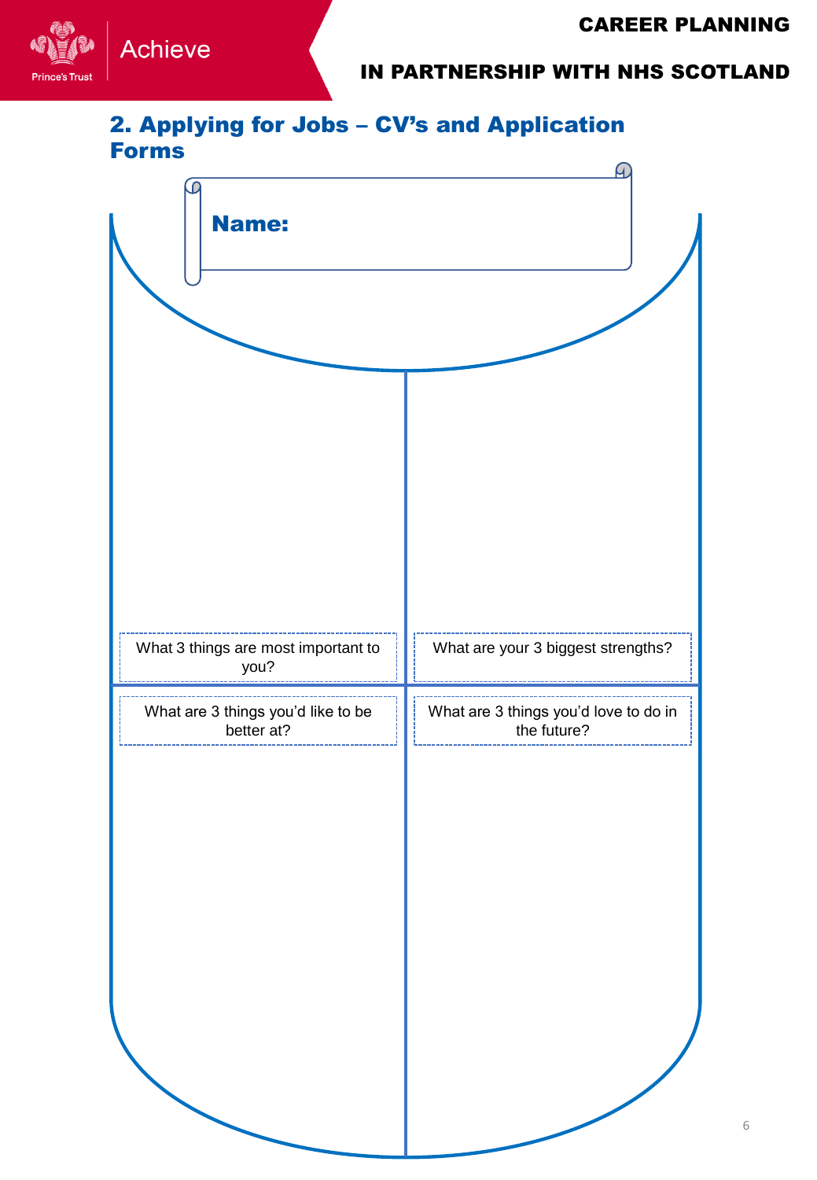## 2. Applying for Jobs – CV's and Application Forms

**Name:**

What 3 things are most important to you?

What are your 3 biggest strengths?

What are 3 things you'd like to be better at?

What are 3 things you'd love to do in the future?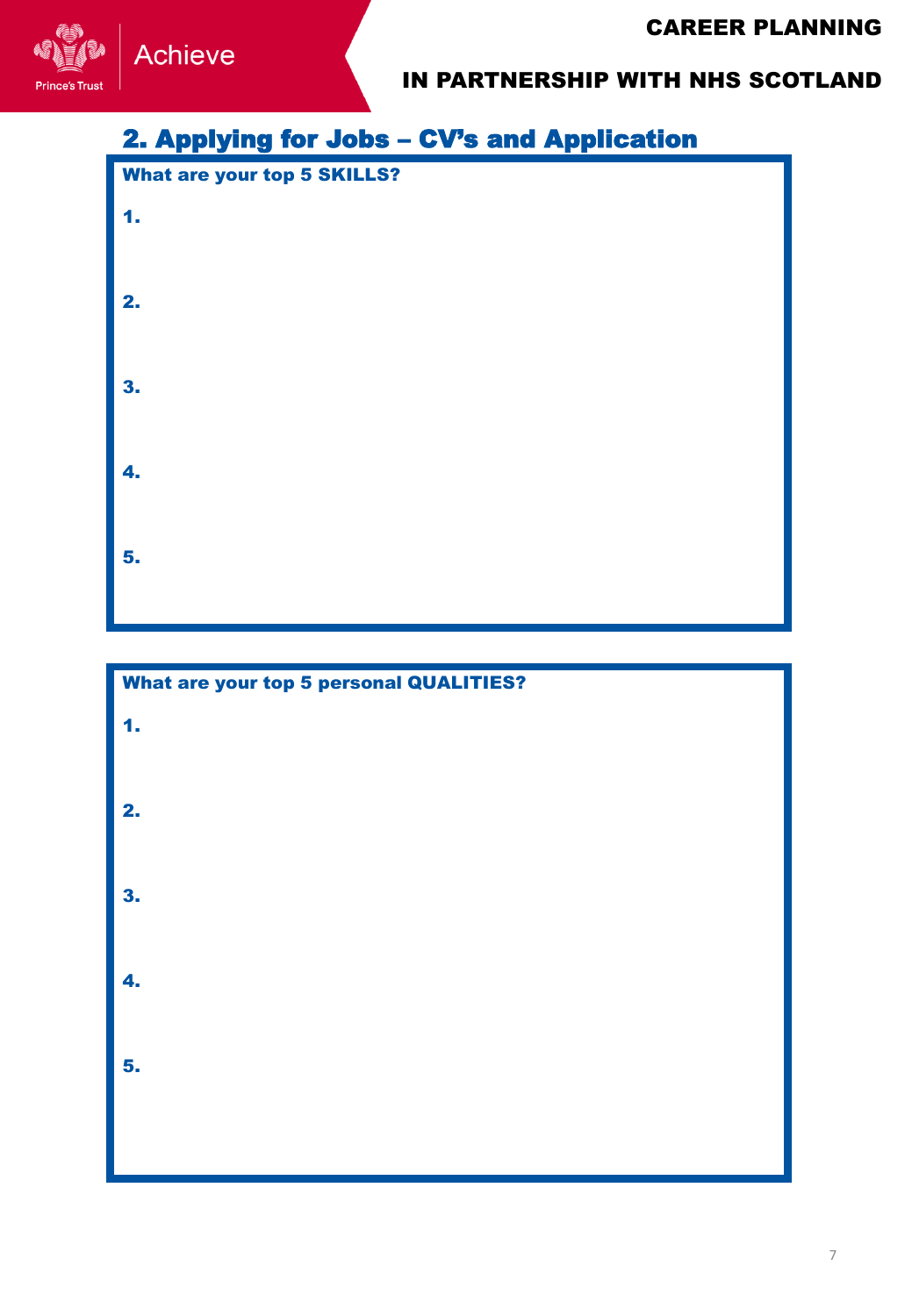## 2. Applying for Jobs – CV's and Application

**What are your top 5 SKILLS?**

**1.**

**2.**

**3.**

**4.**

**5.**

**What are your top 5 personal QUALITIES?**

**1.**

**2.**

**3.**

**4.**

**5.**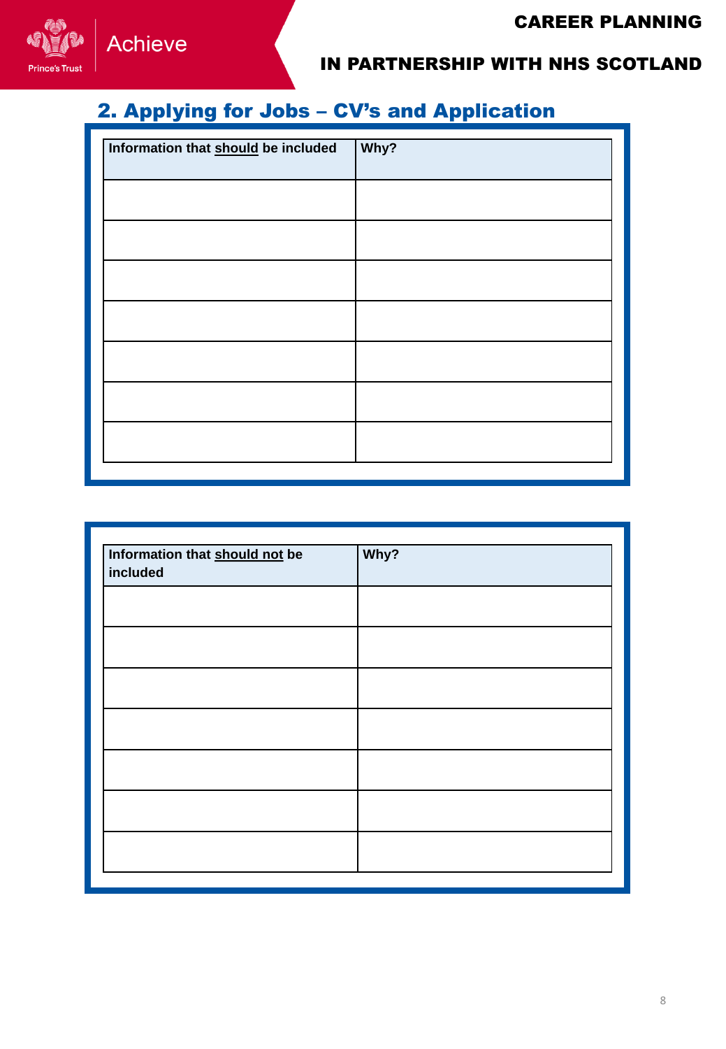## 2. Applying for Jobs – CV's and Application

| Information that should be included | Why? |
| --- | --- |
| | |
| | |
| | |
| | |
| | |
| | |
| | |

| Information that should not be included | Why? |
| --- | --- |
| | |
| | |
| | |
| | |
| | |
| | |
| | |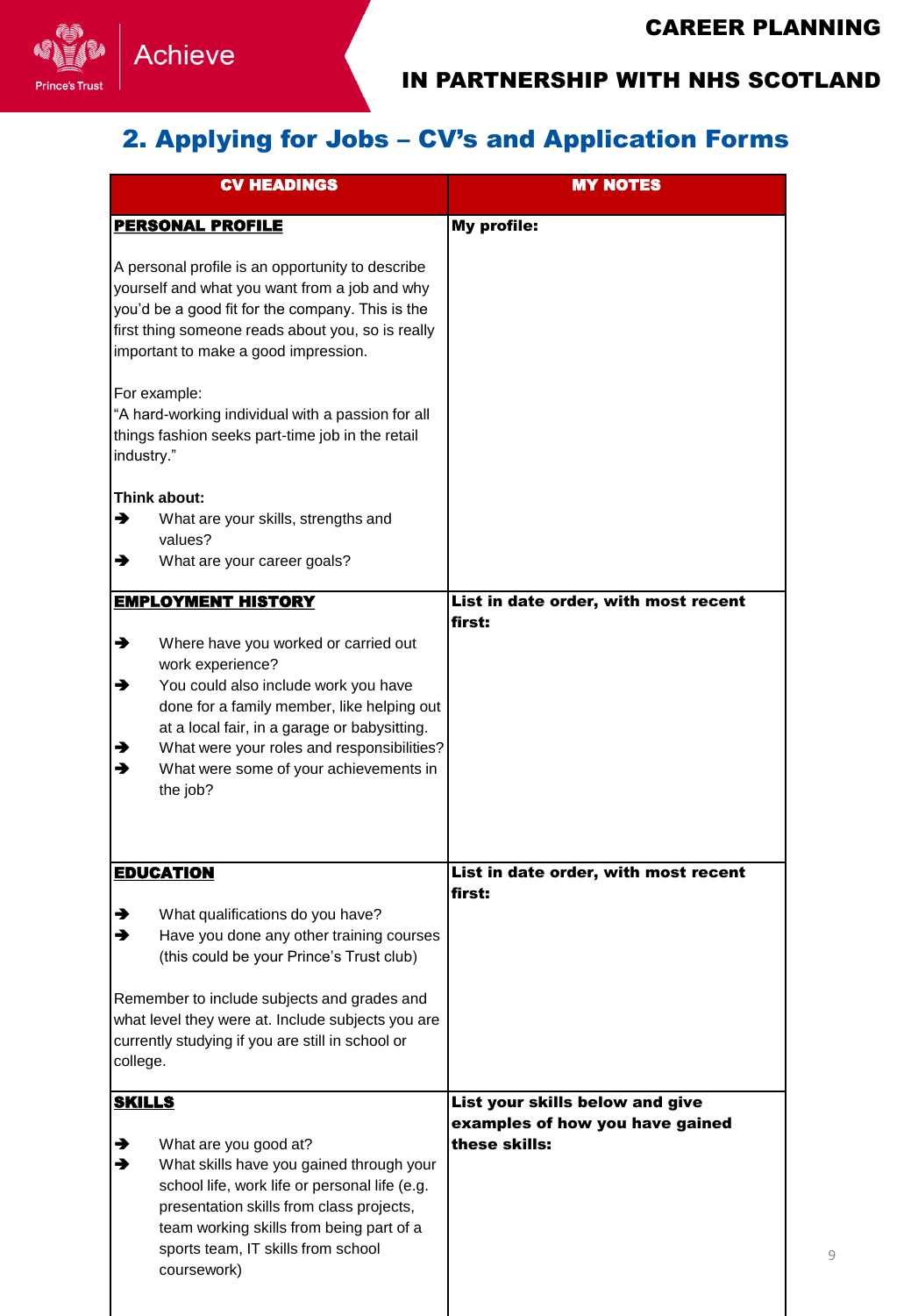## 2. Applying for Jobs – CV's and Application Forms

| CV HEADINGS | MY NOTES |
|---|---|
| **PERSONAL PROFILE**<br><br>A personal profile is an opportunity to describe yourself and what you want from a job and why you'd be a good fit for the company. This is the first thing someone reads about you, so is really important to make a good impression.<br><br>For example:<br>"A hard-working individual with a passion for all things fashion seeks part-time job in the retail industry."<br><br>**Think about:**<br>➔ What are your skills, strengths and values?<br>➔ What are your career goals? | **My profile:** |
| **EMPLOYMENT HISTORY**<br><br>➔ Where have you worked or carried out work experience?<br>➔ You could also include work you have done for a family member, like helping out at a local fair, in a garage or babysitting.<br>➔ What were your roles and responsibilities?<br>➔ What were some of your achievements in the job? | **List in date order, with most recent first:** |
| **EDUCATION**<br><br>➔ What qualifications do you have?<br>➔ Have you done any other training courses (this could be your Prince's Trust club)<br><br>Remember to include subjects and grades and what level they were at. Include subjects you are currently studying if you are still in school or college. | **List in date order, with most recent first:** |
| **SKILLS**<br><br>➔ What are you good at?<br>➔ What skills have you gained through your school life, work life or personal life (e.g. presentation skills from class projects, team working skills from being part of a sports team, IT skills from school coursework) | **List your skills below and give examples of how you have gained these skills:** |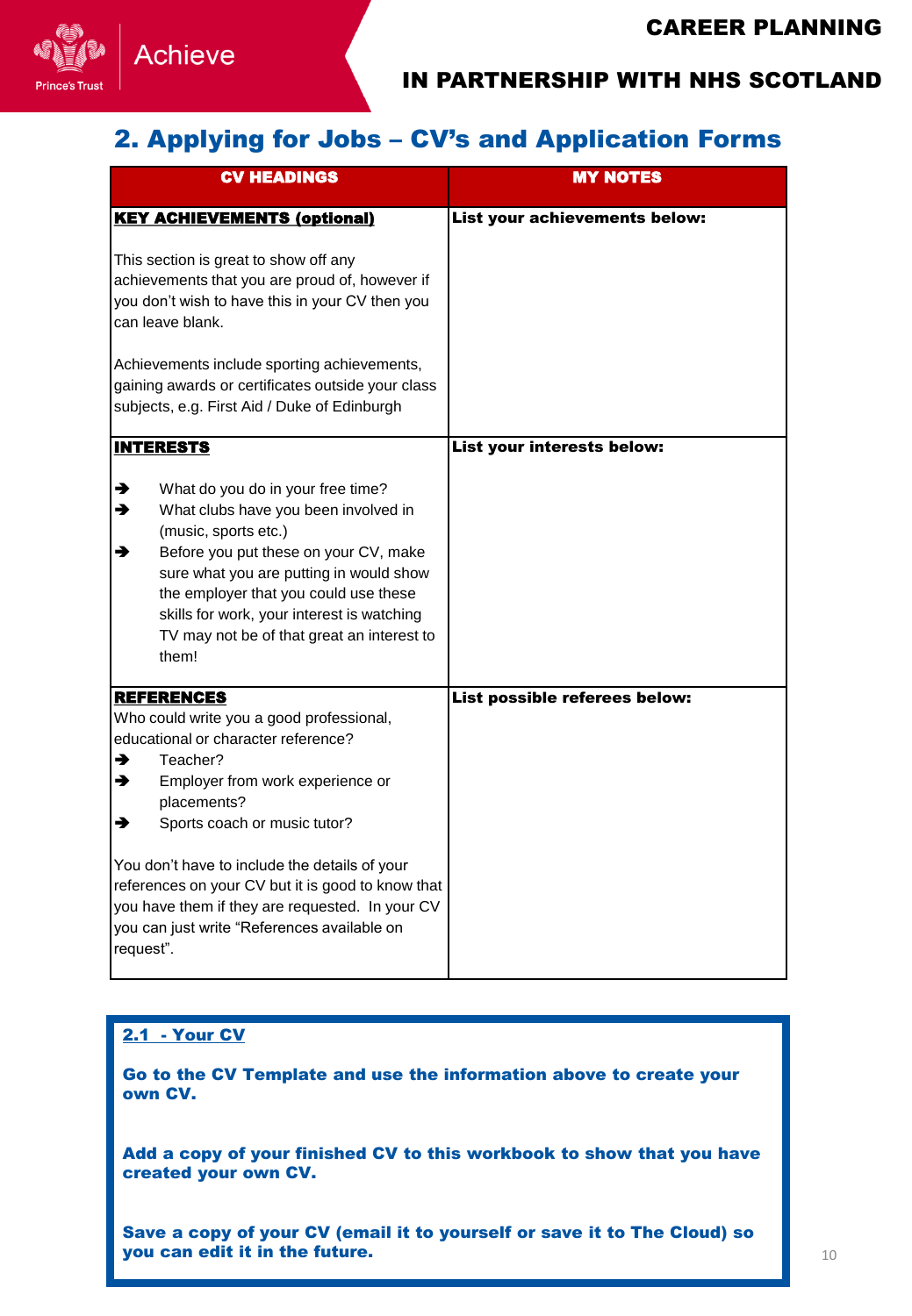## 2. Applying for Jobs – CV's and Application Forms

| CV HEADINGS | MY NOTES |
|---|---|
| **KEY ACHIEVEMENTS (optional)**<br><br>This section is great to show off any achievements that you are proud of, however if you don't wish to have this in your CV then you can leave blank.<br><br>Achievements include sporting achievements, gaining awards or certificates outside your class subjects, e.g. First Aid / Duke of Edinburgh | **List your achievements below:** |
| **INTERESTS**<br><br>➔ What do you do in your free time?<br>➔ What clubs have you been involved in (music, sports etc.)<br>➔ Before you put these on your CV, make sure what you are putting in would show the employer that you could use these skills for work, your interest is watching TV may not be of that great an interest to them! | **List your interests below:** |
| **REFERENCES**<br>Who could write you a good professional, educational or character reference?<br>➔ Teacher?<br>➔ Employer from work experience or placements?<br>➔ Sports coach or music tutor?<br><br>You don't have to include the details of your references on your CV but it is good to know that you have them if they are requested. In your CV you can just write "References available on request". | **List possible referees below:** |

### 2.1 - Your CV

**Go to the CV Template and use the information above to create your own CV.**

**Add a copy of your finished CV to this workbook to show that you have created your own CV.**

**Save a copy of your CV (email it to yourself or save it to The Cloud) so you can edit it in the future.**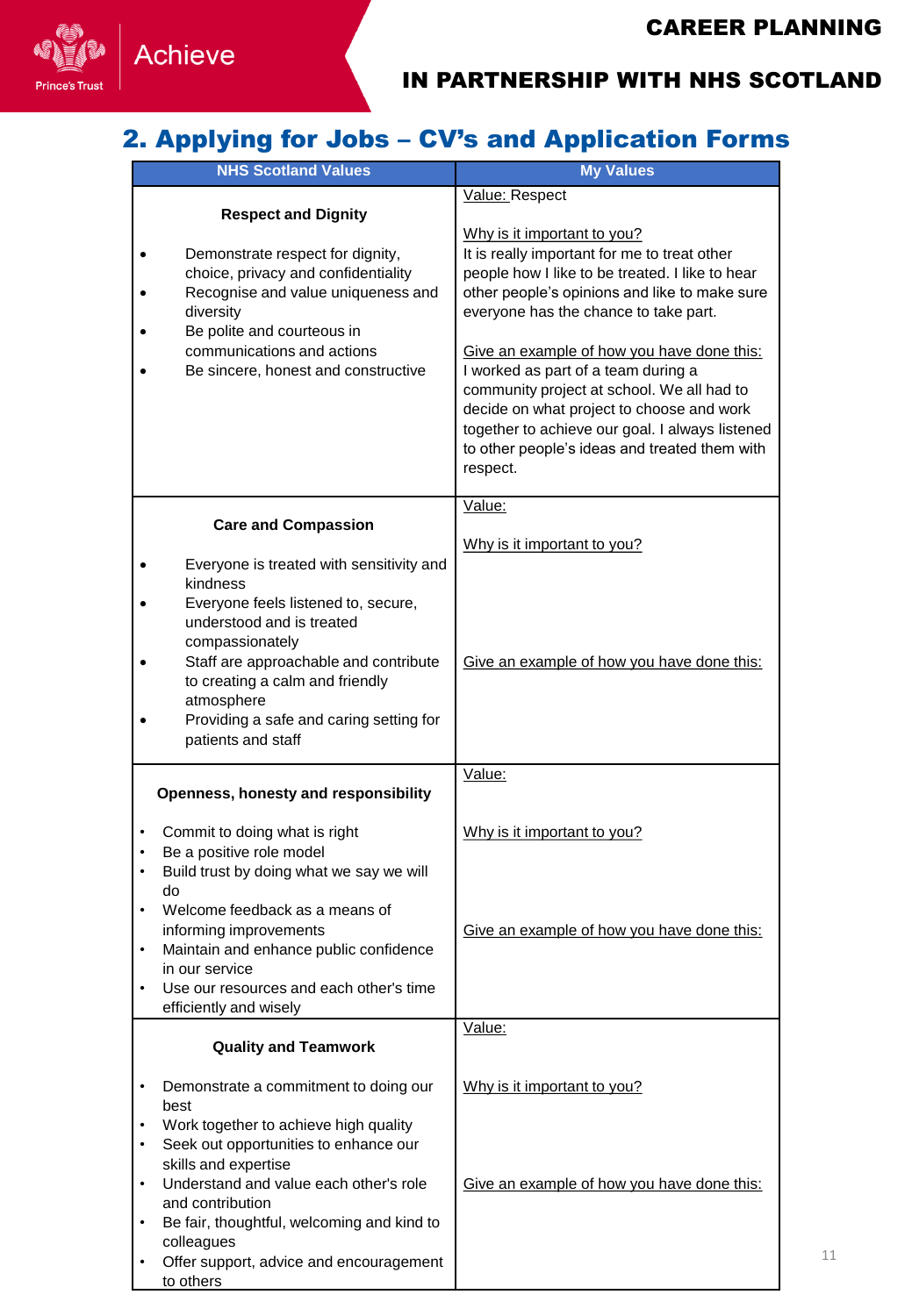## 2. Applying for Jobs – CV's and Application Forms

| NHS Scotland Values | My Values |
|---|---|
| **Respect and Dignity**<br><br>• Demonstrate respect for dignity, choice, privacy and confidentiality<br>• Recognise and value uniqueness and diversity<br>• Be polite and courteous in communications and actions<br>• Be sincere, honest and constructive | Value: Respect<br><br>Why is it important to you?<br>It is really important for me to treat other people how I like to be treated. I like to hear other people's opinions and like to make sure everyone has the chance to take part.<br><br>Give an example of how you have done this:<br>I worked as part of a team during a community project at school. We all had to decide on what project to choose and work together to achieve our goal. I always listened to other people's ideas and treated them with respect. |
| **Care and Compassion**<br><br>• Everyone is treated with sensitivity and kindness<br>• Everyone feels listened to, secure, understood and is treated compassionately<br>• Staff are approachable and contribute to creating a calm and friendly atmosphere<br>• Providing a safe and caring setting for patients and staff | Value:<br><br>Why is it important to you?<br><br>Give an example of how you have done this: |
| **Openness, honesty and responsibility**<br><br>• Commit to doing what is right<br>• Be a positive role model<br>• Build trust by doing what we say we will do<br>• Welcome feedback as a means of informing improvements<br>• Maintain and enhance public confidence in our service<br>• Use our resources and each other's time efficiently and wisely | Value:<br><br>Why is it important to you?<br><br>Give an example of how you have done this: |
| **Quality and Teamwork**<br><br>• Demonstrate a commitment to doing our best<br>• Work together to achieve high quality<br>• Seek out opportunities to enhance our skills and expertise<br>• Understand and value each other's role and contribution<br>• Be fair, thoughtful, welcoming and kind to colleagues<br>• Offer support, advice and encouragement to others | Value:<br><br>Why is it important to you?<br><br>Give an example of how you have done this: |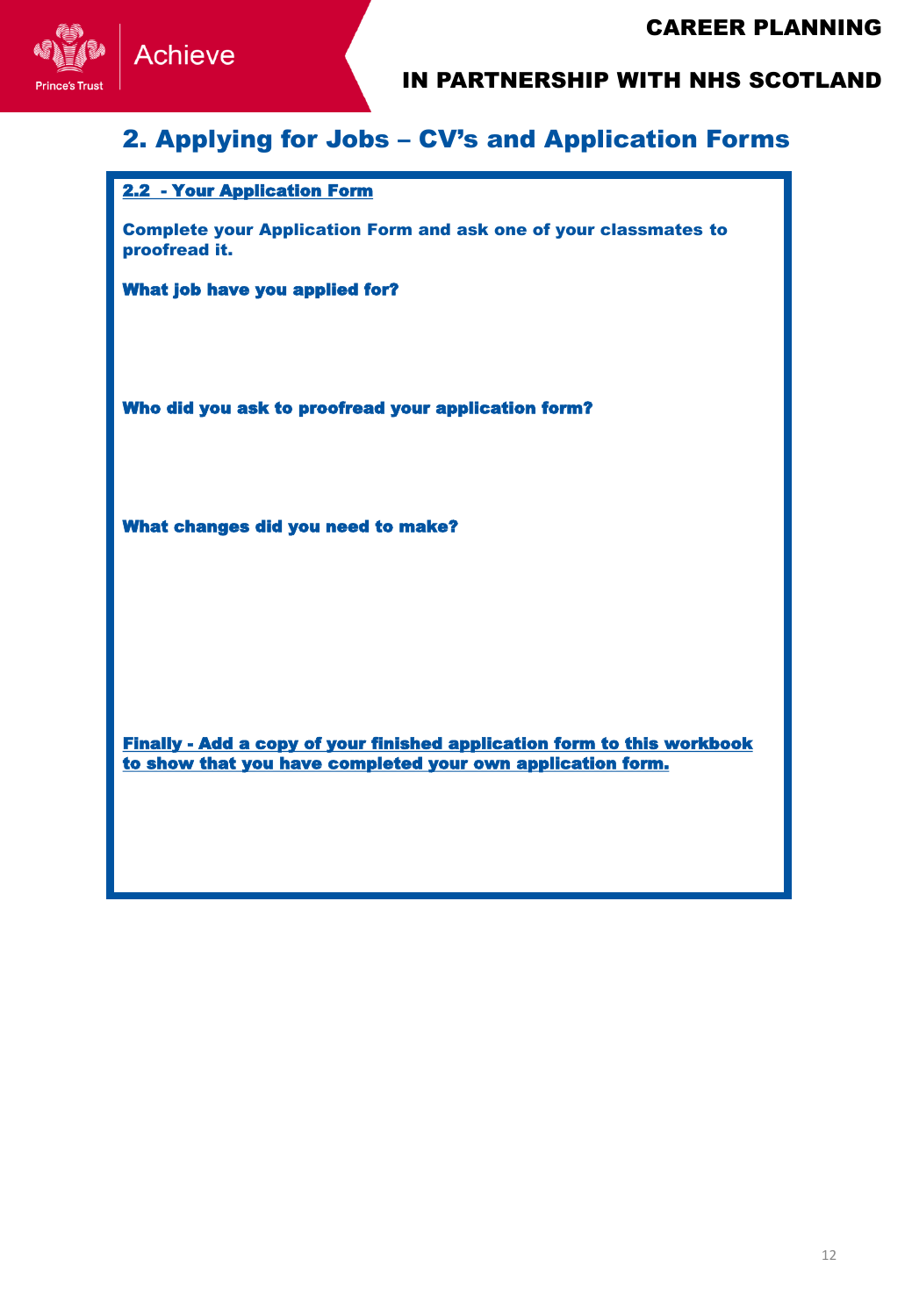## 2. Applying for Jobs – CV's and Application Forms

**2.2 - Your Application Form**

**Complete your Application Form and ask one of your classmates to proofread it.**

**What job have you applied for?**

**Who did you ask to proofread your application form?**

**What changes did you need to make?**

**Finally - Add a copy of your finished application form to this workbook to show that you have completed your own application form.**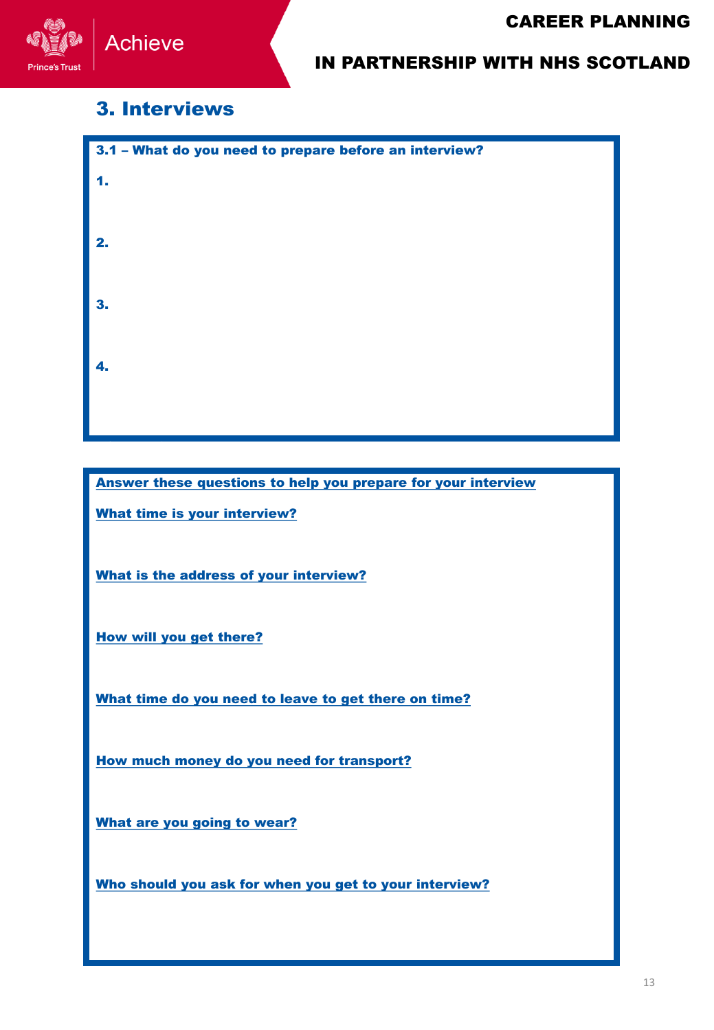## 3. Interviews

**3.1 – What do you need to prepare before an interview?**

**1.**

**2.**

**3.**

**4.**

**Answer these questions to help you prepare for your interview**

**What time is your interview?**

**What is the address of your interview?**

**How will you get there?**

**What time do you need to leave to get there on time?**

**How much money do you need for transport?**

**What are you going to wear?**

**Who should you ask for when you get to your interview?**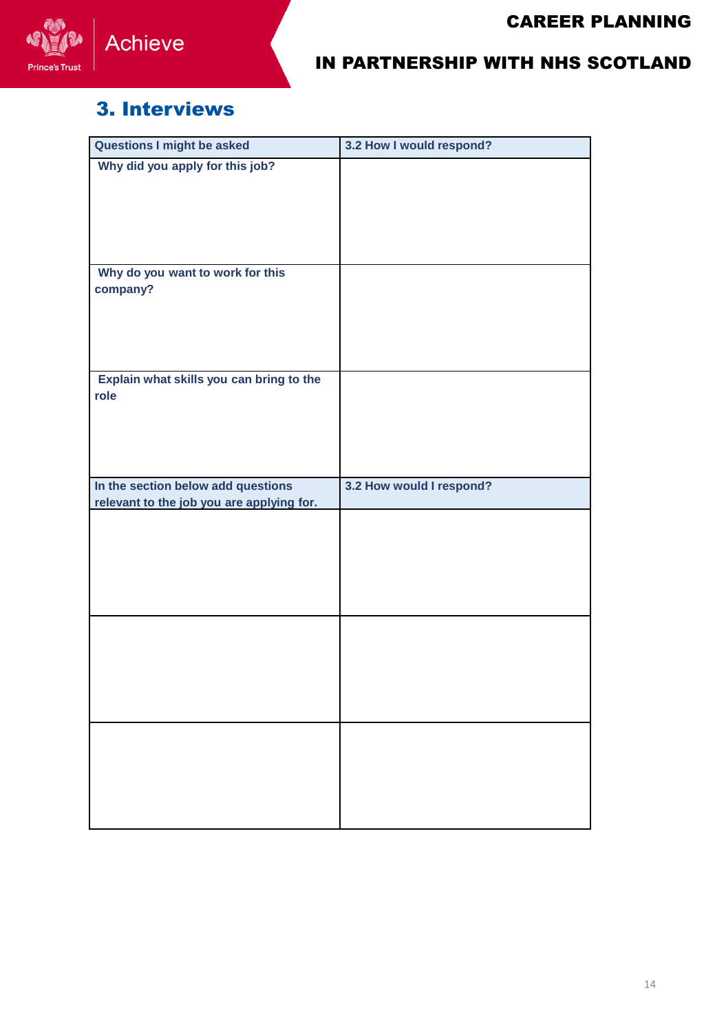## 3. Interviews

| Questions I might be asked | 3.2 How I would respond? |
| --- | --- |
| Why did you apply for this job? | |
| Why do you want to work for this company? | |
| Explain what skills you can bring to the role | |
| **In the section below add questions relevant to the job you are applying for.** | **3.2 How would I respond?** |
| | |
| | |
| | |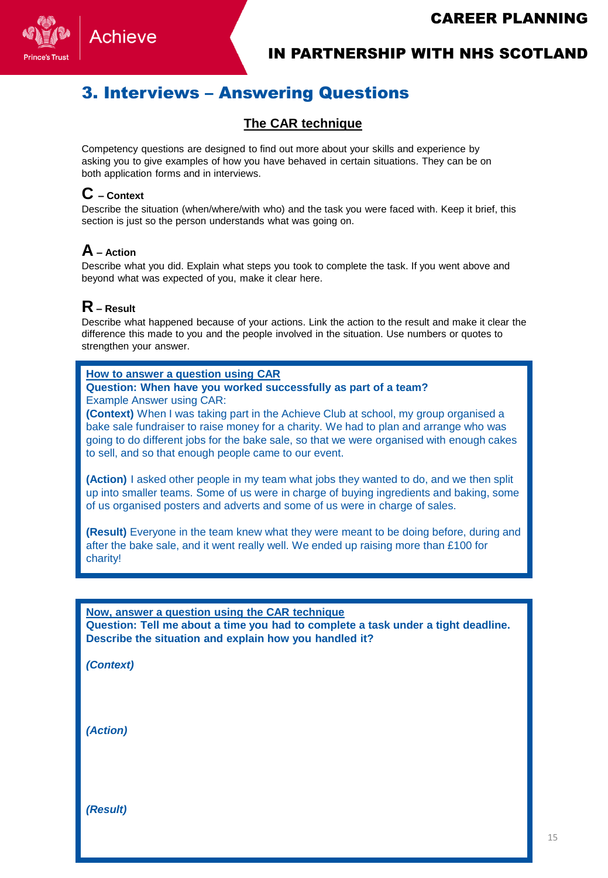## 3. Interviews – Answering Questions

### The CAR technique

Competency questions are designed to find out more about your skills and experience by asking you to give examples of how you have behaved in certain situations. They can be on both application forms and in interviews.

**C – Context**

Describe the situation (when/where/with who) and the task you were faced with. Keep it brief, this section is just so the person understands what was going on.

**A – Action**

Describe what you did. Explain what steps you took to complete the task. If you went above and beyond what was expected of you, make it clear here.

**R – Result**

Describe what happened because of your actions. Link the action to the result and make it clear the difference this made to you and the people involved in the situation. Use numbers or quotes to strengthen your answer.

**How to answer a question using CAR**

**Question: When have you worked successfully as part of a team?**

Example Answer using CAR:

**(Context)** When I was taking part in the Achieve Club at school, my group organised a bake sale fundraiser to raise money for a charity. We had to plan and arrange who was going to do different jobs for the bake sale, so that we were organised with enough cakes to sell, and so that enough people came to our event.

**(Action)** I asked other people in my team what jobs they wanted to do, and we then split up into smaller teams. Some of us were in charge of buying ingredients and baking, some of us organised posters and adverts and some of us were in charge of sales.

**(Result)** Everyone in the team knew what they were meant to be doing before, during and after the bake sale, and it went really well. We ended up raising more than £100 for charity!

**Now, answer a question using the CAR technique**

**Question: Tell me about a time you had to complete a task under a tight deadline. Describe the situation and explain how you handled it?**

***(Context)***

***(Action)***

***(Result)***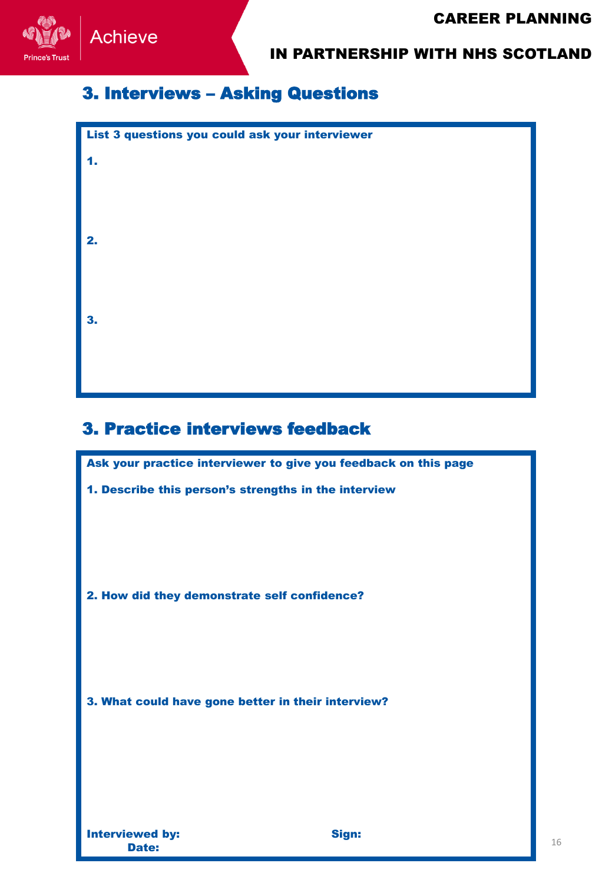## 3. Interviews – Asking Questions

**List 3 questions you could ask your interviewer**

**1.**

**2.**

**3.**

## 3. Practice interviews feedback

**Ask your practice interviewer to give you feedback on this page**

**1. Describe this person's strengths in the interview**

**2. How did they demonstrate self confidence?**

**3. What could have gone better in their interview?**

**Interviewed by:** **Sign:**

**Date:**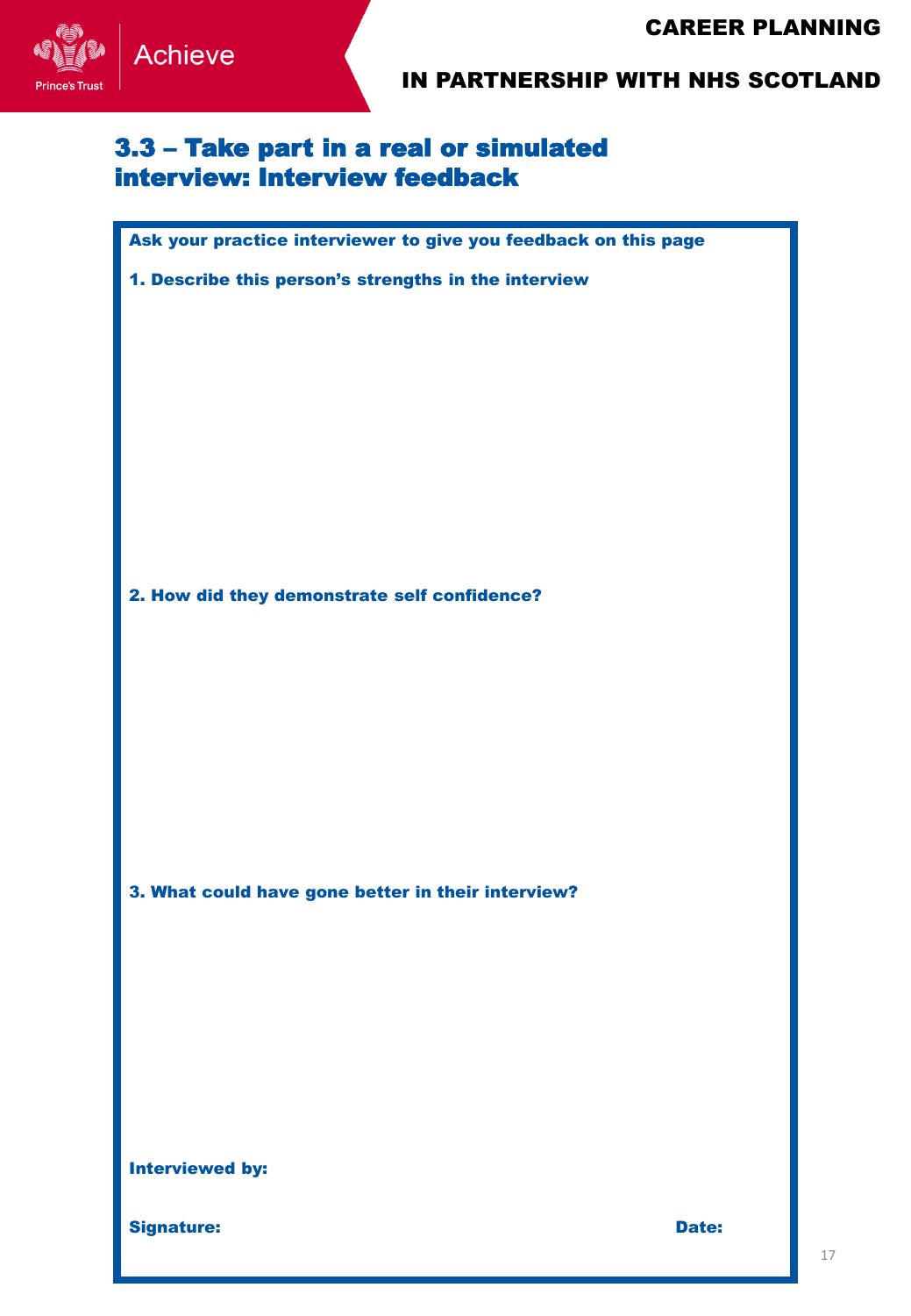# 3.3 – Take part in a real or simulated interview: Interview feedback

**Ask your practice interviewer to give you feedback on this page**

**1. Describe this person's strengths in the interview**

**2. How did they demonstrate self confidence?**

**3. What could have gone better in their interview?**

**Interviewed by:**

**Signature:** **Date:**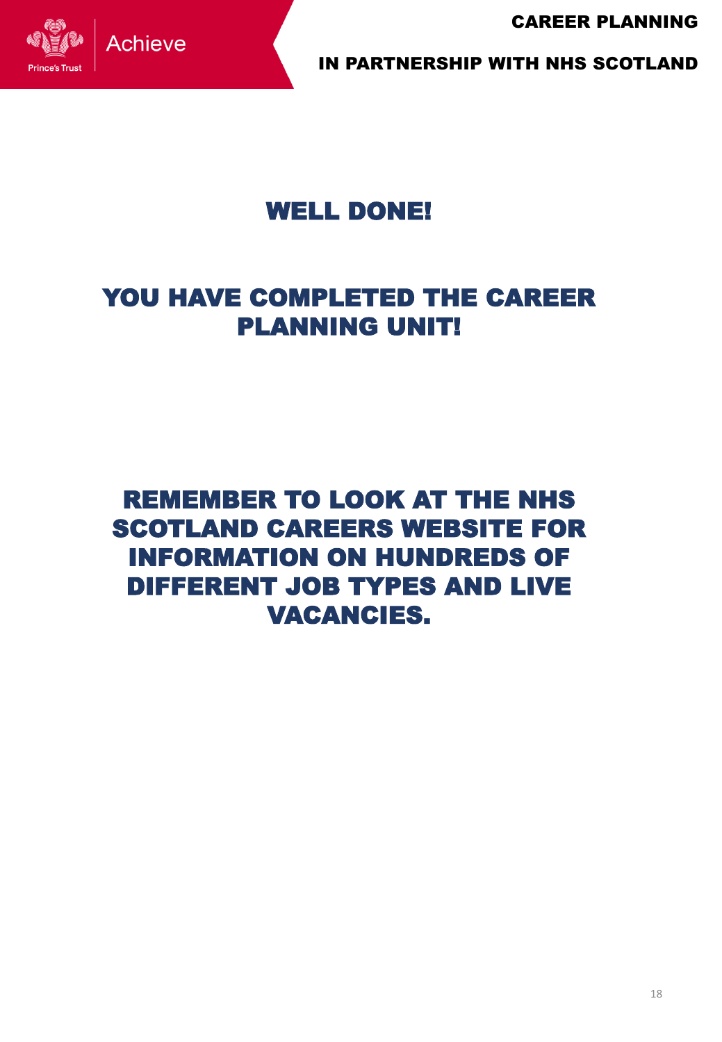# WELL DONE!

## YOU HAVE COMPLETED THE CAREER PLANNING UNIT!

## REMEMBER TO LOOK AT THE NHS SCOTLAND CAREERS WEBSITE FOR INFORMATION ON HUNDREDS OF DIFFERENT JOB TYPES AND LIVE VACANCIES.